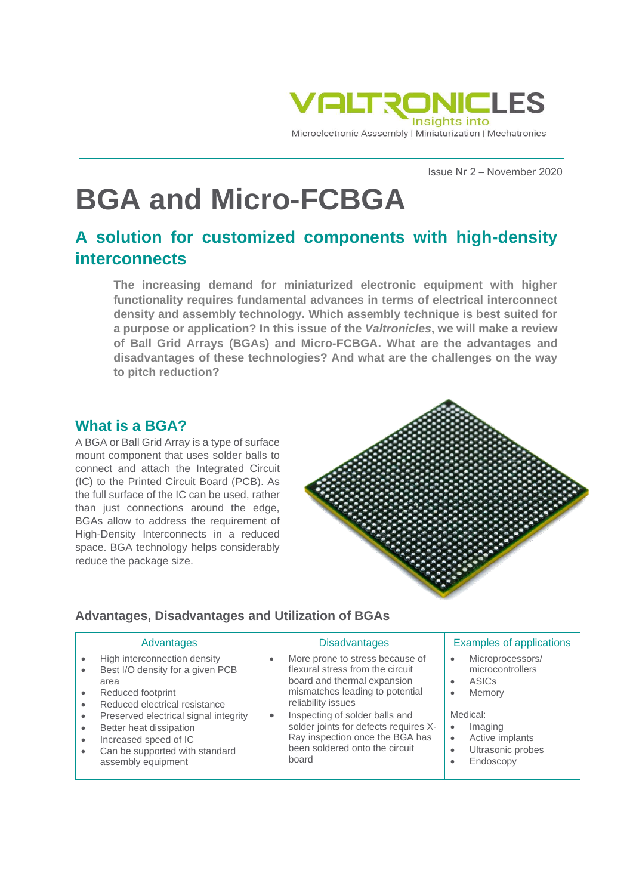VALTRONICLES
Insights into
Microelectronic Asssembly | Miniaturization | Mechatronics

Issue Nr 2 – November 2020

# BGA and Micro-FCBGA

## A solution for customized components with high-density interconnects

**The increasing demand for miniaturized electronic equipment with higher functionality requires fundamental advances in terms of electrical interconnect density and assembly technology. Which assembly technique is best suited for a purpose or application? In this issue of the *Valtronicles*, we will make a review of Ball Grid Arrays (BGAs) and Micro-FCBGA. What are the advantages and disadvantages of these technologies? And what are the challenges on the way to pitch reduction?**

## What is a BGA?

A BGA or Ball Grid Array is a type of surface mount component that uses solder balls to connect and attach the Integrated Circuit (IC) to the Printed Circuit Board (PCB). As the full surface of the IC can be used, rather than just connections around the edge, BGAs allow to address the requirement of High-Density Interconnects in a reduced space. BGA technology helps considerably reduce the package size.

### Advantages, Disadvantages and Utilization of BGAs

| Advantages | Disadvantages | Examples of applications |
| --- | --- | --- |
| • High interconnection density<br>• Best I/O density for a given PCB area<br>• Reduced footprint<br>• Reduced electrical resistance<br>• Preserved electrical signal integrity<br>• Better heat dissipation<br>• Increased speed of IC<br>• Can be supported with standard assembly equipment | • More prone to stress because of flexural stress from the circuit board and thermal expansion mismatches leading to potential reliability issues<br>• Inspecting of solder balls and solder joints for defects requires X-Ray inspection once the BGA has been soldered onto the circuit board | • Microprocessors/ microcontrollers<br>• ASICs<br>• Memory<br><br>Medical:<br>• Imaging<br>• Active implants<br>• Ultrasonic probes<br>• Endoscopy |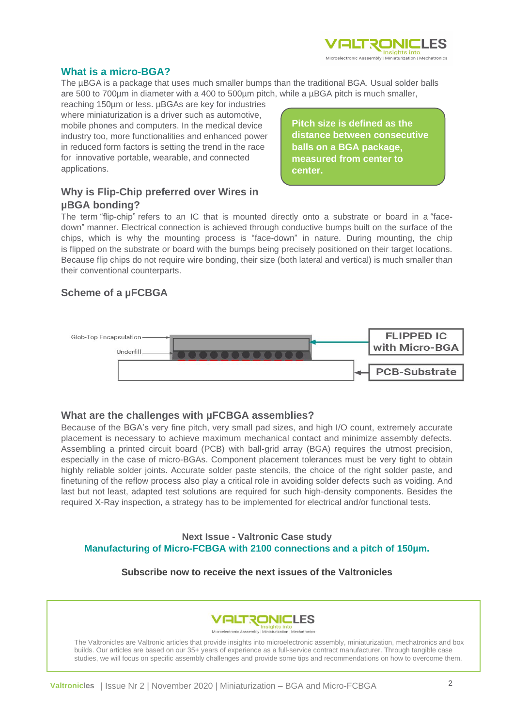## What is a micro-BGA?

The µBGA is a package that uses much smaller bumps than the traditional BGA. Usual solder balls are 500 to 700µm in diameter with a 400 to 500µm pitch, while a µBGA pitch is much smaller, reaching 150µm or less. µBGAs are key for industries where miniaturization is a driver such as automotive, mobile phones and computers. In the medical device industry too, more functionalities and enhanced power in reduced form factors is setting the trend in the race for innovative portable, wearable, and connected applications.

**Pitch size is defined as the distance between consecutive balls on a BGA package, measured from center to center.**

## Why is Flip-Chip preferred over Wires in µBGA bonding?

The term "flip-chip" refers to an IC that is mounted directly onto a substrate or board in a "face-down" manner. Electrical connection is achieved through conductive bumps built on the surface of the chips, which is why the mounting process is "face-down" in nature. During mounting, the chip is flipped on the substrate or board with the bumps being precisely positioned on their target locations. Because flip chips do not require wire bonding, their size (both lateral and vertical) is much smaller than their conventional counterparts.

## Scheme of a µFCBGA

Glob-Top Encapsulation

Underfill

FLIPPED IC with Micro-BGA

PCB-Substrate

## What are the challenges with µFCBGA assemblies?

Because of the BGA's very fine pitch, very small pad sizes, and high I/O count, extremely accurate placement is necessary to achieve maximum mechanical contact and minimize assembly defects. Assembling a printed circuit board (PCB) with ball-grid array (BGA) requires the utmost precision, especially in the case of micro-BGAs. Component placement tolerances must be very tight to obtain highly reliable solder joints. Accurate solder paste stencils, the choice of the right solder paste, and finetuning of the reflow process also play a critical role in avoiding solder defects such as voiding. And last but not least, adapted test solutions are required for such high-density components. Besides the required X-Ray inspection, a strategy has to be implemented for electrical and/or functional tests.

**Next Issue - Valtronic Case study**

**Manufacturing of Micro-FCBGA with 2100 connections and a pitch of 150µm.**

**Subscribe now to receive the next issues of the Valtronicles**

VALTRONICLES Insights into Microelectronic Assembly | Miniaturization | Mechatronics

The Valtronicles are Valtronic articles that provide insights into microelectronic assembly, miniaturization, mechatronics and box builds. Our articles are based on our 35+ years of experience as a full-service contract manufacturer. Through tangible case studies, we will focus on specific assembly challenges and provide some tips and recommendations on how to overcome them.